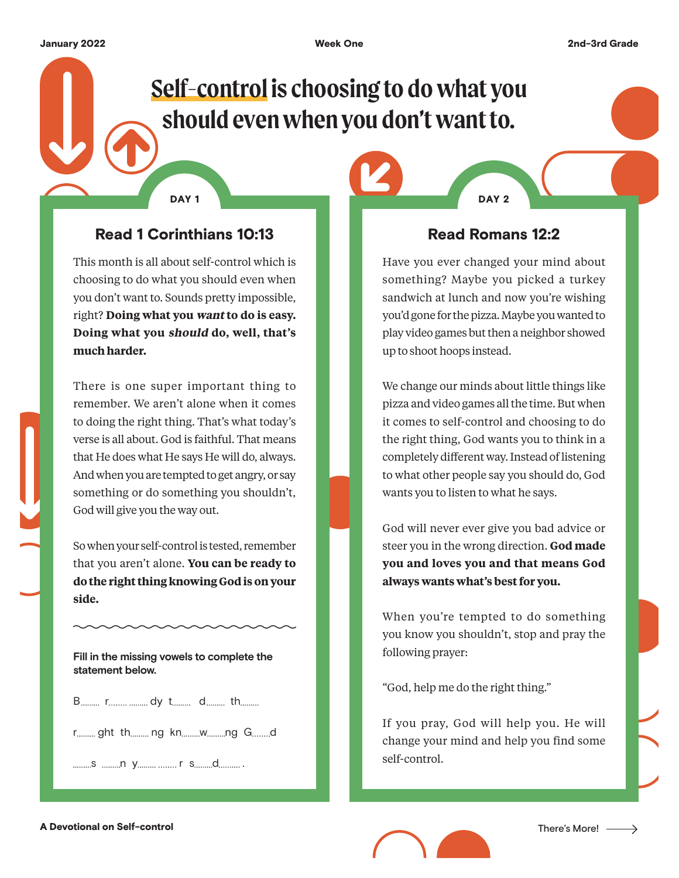# Self-control is choosing to do what you should even when you don't want to.

## DAY 1

### Read 1 Corinthians 10:13

This month is all about self-control which is choosing to do what you should even when you don't want to. Sounds pretty impossible, right? **Doing what you *want* to do is easy. Doing what you *should* do, well, that's much harder.**

There is one super important thing to remember. We aren't alone when it comes to doing the right thing. That's what today's verse is all about. God is faithful. That means that He does what He says He will do, always. And when you are tempted to get angry, or say something or do something you shouldn't, God will give you the way out.

So when your self-control is tested, remember that you aren't alone. **You can be ready to do the right thing knowing God is on your side.**

**Fill in the missing vowels to complete the statement below.**

B___ r___ ___dy t___ d___ th___

r___ght th___ng kn___w___ng G___d

___s ___n y___ ___r s___d___.

## DAY 2

### Read Romans 12:2

Have you ever changed your mind about something? Maybe you picked a turkey sandwich at lunch and now you're wishing you'd gone for the pizza. Maybe you wanted to play video games but then a neighbor showed up to shoot hoops instead.

We change our minds about little things like pizza and video games all the time. But when it comes to self-control and choosing to do the right thing, God wants you to think in a completely different way. Instead of listening to what other people say you should do, God wants you to listen to what he says.

God will never ever give you bad advice or steer you in the wrong direction. **God made you and loves you and that means God always wants what's best for you.**

When you're tempted to do something you know you shouldn't, stop and pray the following prayer:

"God, help me do the right thing."

If you pray, God will help you. He will change your mind and help you find some self-control.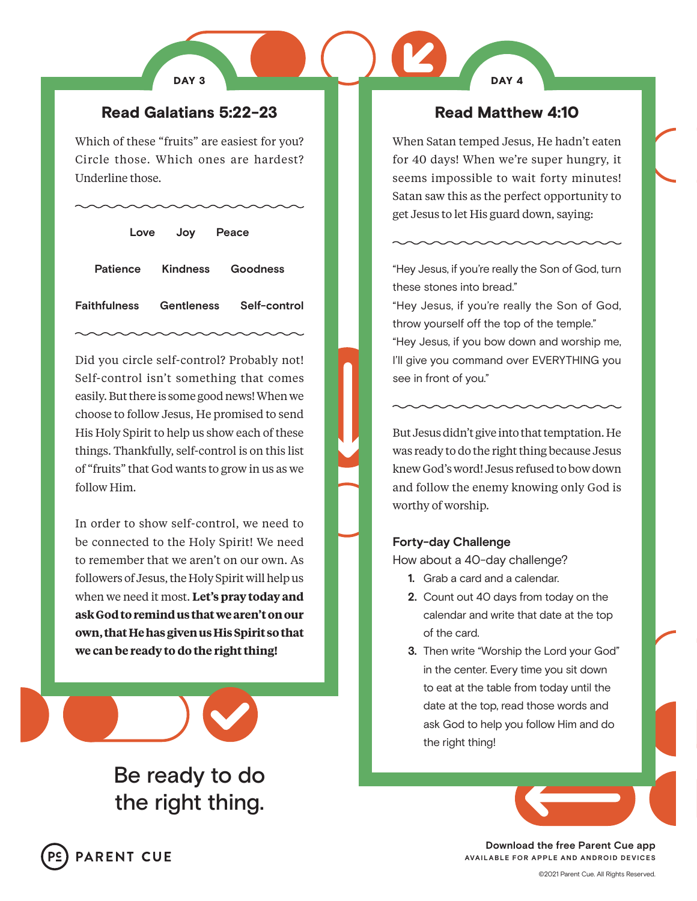## DAY 3

### Read Galatians 5:22-23

Which of these "fruits" are easiest for you? Circle those. Which ones are hardest? Underline those.

Love Joy Peace

Patience Kindness Goodness

Faithfulness Gentleness Self-control

Did you circle self-control? Probably not! Self-control isn't something that comes easily. But there is some good news! When we choose to follow Jesus, He promised to send His Holy Spirit to help us show each of these things. Thankfully, self-control is on this list of "fruits" that God wants to grow in us as we follow Him.

In order to show self-control, we need to be connected to the Holy Spirit! We need to remember that we aren't on our own. As followers of Jesus, the Holy Spirit will help us when we need it most. **Let's pray today and ask God to remind us that we aren't on our own, that He has given us His Spirit so that we can be ready to do the right thing!**

## DAY 4

### Read Matthew 4:10

When Satan temped Jesus, He hadn't eaten for 40 days! When we're super hungry, it seems impossible to wait forty minutes! Satan saw this as the perfect opportunity to get Jesus to let His guard down, saying:

"Hey Jesus, if you're really the Son of God, turn these stones into bread."
"Hey Jesus, if you're really the Son of God, throw yourself off the top of the temple."
"Hey Jesus, if you bow down and worship me, I'll give you command over EVERYTHING you see in front of you."

But Jesus didn't give into that temptation. He was ready to do the right thing because Jesus knew God's word! Jesus refused to bow down and follow the enemy knowing only God is worthy of worship.

**Forty-day Challenge**

How about a 40-day challenge?

1. Grab a card and a calendar.
2. Count out 40 days from today on the calendar and write that date at the top of the card.
3. Then write "Worship the Lord your God" in the center. Every time you sit down to eat at the table from today until the date at the top, read those words and ask God to help you follow Him and do the right thing!

Be ready to do the right thing.

PARENT CUE

**Download the free Parent Cue app**
AVAILABLE FOR APPLE AND ANDROID DEVICES

©2021 Parent Cue. All Rights Reserved.